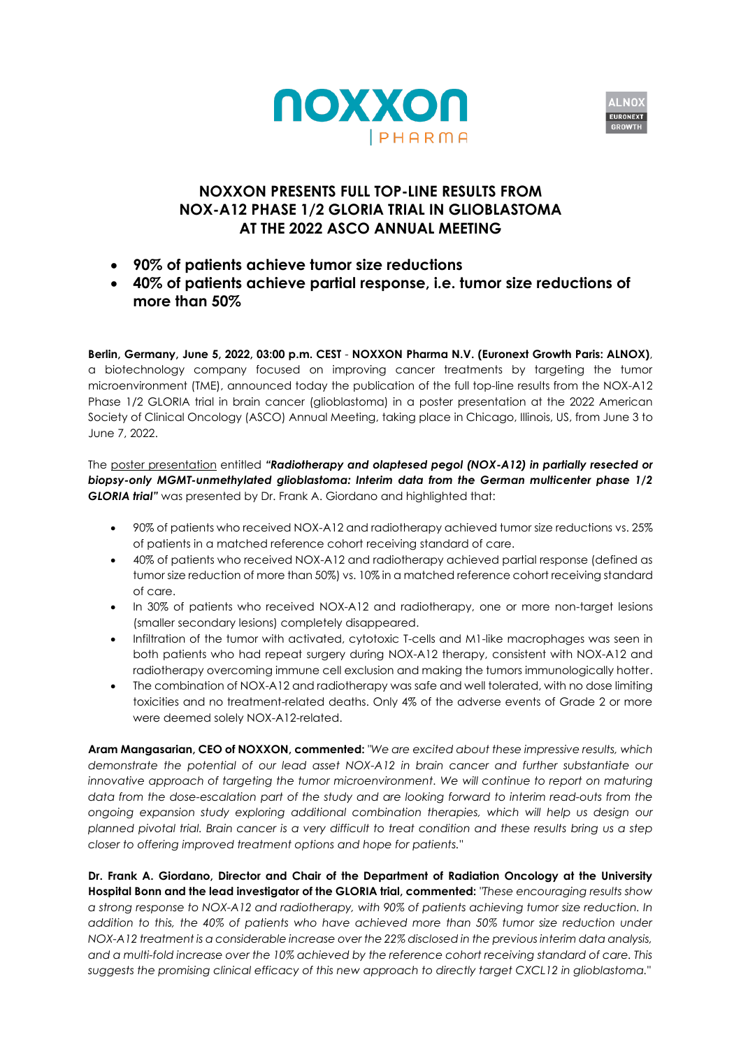# NOXXON PRESENTS FULL TOP-LINE RESULTS FROM NOX-A12 PHASE 1/2 GLORIA TRIAL IN GLIOBLASTOMA AT THE 2022 ASCO ANNUAL MEETING

- **90% of patients achieve tumor size reductions**
- **40% of patients achieve partial response, i.e. tumor size reductions of more than 50%**

**Berlin, Germany, June 5, 2022, 03:00 p.m. CEST** - **NOXXON Pharma N.V. (Euronext Growth Paris: ALNOX)**, a biotechnology company focused on improving cancer treatments by targeting the tumor microenvironment (TME), announced today the publication of the full top-line results from the NOX-A12 Phase 1/2 GLORIA trial in brain cancer (glioblastoma) in a poster presentation at the 2022 American Society of Clinical Oncology (ASCO) Annual Meeting, taking place in Chicago, Illinois, US, from June 3 to June 7, 2022.

The poster presentation entitled ***"Radiotherapy and olaptesed pegol (NOX-A12) in partially resected or biopsy-only MGMT-unmethylated glioblastoma: Interim data from the German multicenter phase 1/2 GLORIA trial"*** was presented by Dr. Frank A. Giordano and highlighted that:

- 90% of patients who received NOX-A12 and radiotherapy achieved tumor size reductions vs. 25% of patients in a matched reference cohort receiving standard of care.
- 40% of patients who received NOX-A12 and radiotherapy achieved partial response (defined as tumor size reduction of more than 50%) vs. 10% in a matched reference cohort receiving standard of care.
- In 30% of patients who received NOX-A12 and radiotherapy, one or more non-target lesions (smaller secondary lesions) completely disappeared.
- Infiltration of the tumor with activated, cytotoxic T-cells and M1-like macrophages was seen in both patients who had repeat surgery during NOX-A12 therapy, consistent with NOX-A12 and radiotherapy overcoming immune cell exclusion and making the tumors immunologically hotter.
- The combination of NOX-A12 and radiotherapy was safe and well tolerated, with no dose limiting toxicities and no treatment-related deaths. Only 4% of the adverse events of Grade 2 or more were deemed solely NOX-A12-related.

**Aram Mangasarian, CEO of NOXXON, commented:** *"We are excited about these impressive results, which demonstrate the potential of our lead asset NOX-A12 in brain cancer and further substantiate our innovative approach of targeting the tumor microenvironment. We will continue to report on maturing data from the dose-escalation part of the study and are looking forward to interim read-outs from the ongoing expansion study exploring additional combination therapies, which will help us design our planned pivotal trial. Brain cancer is a very difficult to treat condition and these results bring us a step closer to offering improved treatment options and hope for patients."*

**Dr. Frank A. Giordano, Director and Chair of the Department of Radiation Oncology at the University Hospital Bonn and the lead investigator of the GLORIA trial, commented:** *"These encouraging results show a strong response to NOX-A12 and radiotherapy, with 90% of patients achieving tumor size reduction. In addition to this, the 40% of patients who have achieved more than 50% tumor size reduction under NOX-A12 treatment is a considerable increase over the 22% disclosed in the previous interim data analysis, and a multi-fold increase over the 10% achieved by the reference cohort receiving standard of care. This suggests the promising clinical efficacy of this new approach to directly target CXCL12 in glioblastoma."*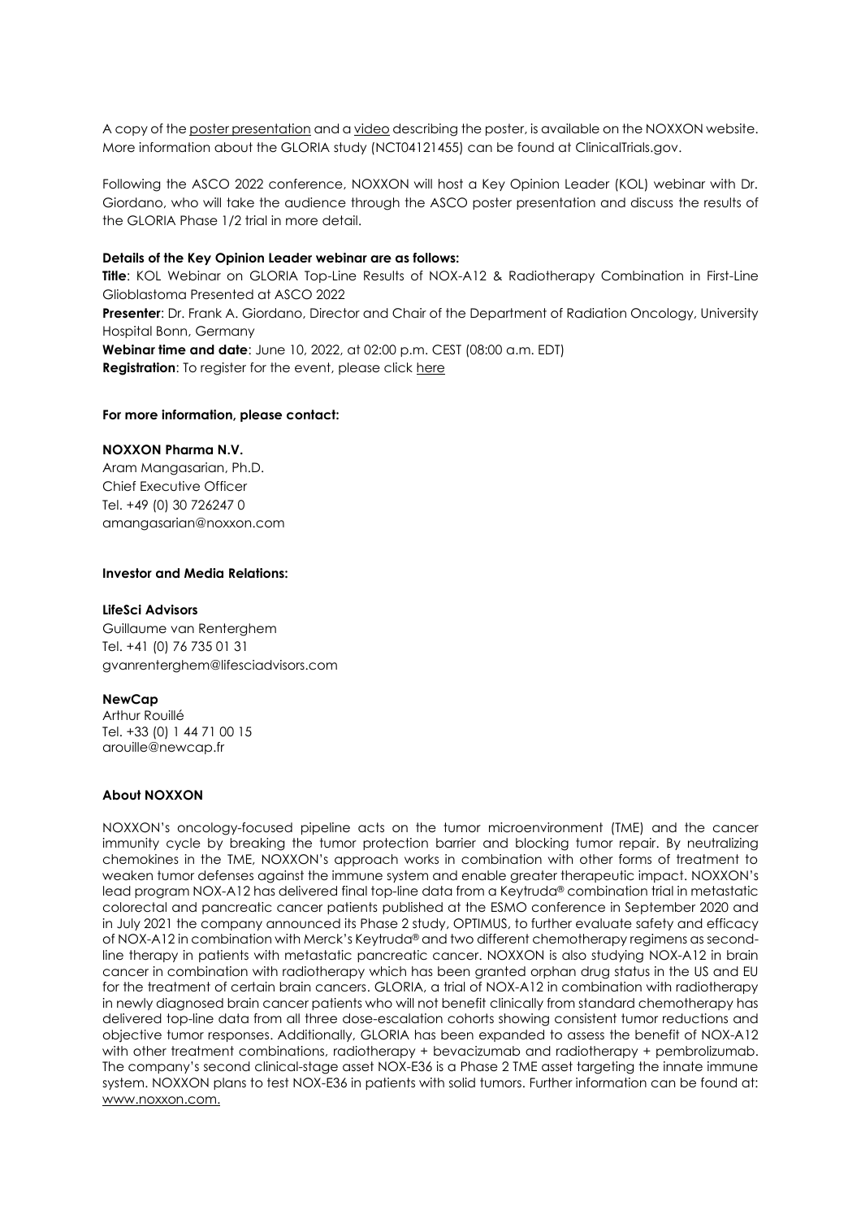A copy of the poster presentation and a video describing the poster, is available on the NOXXON website. More information about the GLORIA study (NCT04121455) can be found at ClinicalTrials.gov.

Following the ASCO 2022 conference, NOXXON will host a Key Opinion Leader (KOL) webinar with Dr. Giordano, who will take the audience through the ASCO poster presentation and discuss the results of the GLORIA Phase 1/2 trial in more detail.

**Details of the Key Opinion Leader webinar are as follows:**

**Title**: KOL Webinar on GLORIA Top-Line Results of NOX-A12 & Radiotherapy Combination in First-Line Glioblastoma Presented at ASCO 2022

**Presenter**: Dr. Frank A. Giordano, Director and Chair of the Department of Radiation Oncology, University Hospital Bonn, Germany

**Webinar time and date**: June 10, 2022, at 02:00 p.m. CEST (08:00 a.m. EDT)

**Registration**: To register for the event, please click here

**For more information, please contact:**

**NOXXON Pharma N.V.**
Aram Mangasarian, Ph.D.
Chief Executive Officer
Tel. +49 (0) 30 726247 0
amangasarian@noxxon.com

**Investor and Media Relations:**

**LifeSci Advisors**
Guillaume van Renterghem
Tel. +41 (0) 76 735 01 31
gvanrenterghem@lifesciadvisors.com

**NewCap**
Arthur Rouillé
Tel. +33 (0) 1 44 71 00 15
arouille@newcap.fr

**About NOXXON**

NOXXON's oncology-focused pipeline acts on the tumor microenvironment (TME) and the cancer immunity cycle by breaking the tumor protection barrier and blocking tumor repair. By neutralizing chemokines in the TME, NOXXON's approach works in combination with other forms of treatment to weaken tumor defenses against the immune system and enable greater therapeutic impact. NOXXON's lead program NOX-A12 has delivered final top-line data from a Keytruda® combination trial in metastatic colorectal and pancreatic cancer patients published at the ESMO conference in September 2020 and in July 2021 the company announced its Phase 2 study, OPTIMUS, to further evaluate safety and efficacy of NOX-A12 in combination with Merck's Keytruda® and two different chemotherapy regimens as second-line therapy in patients with metastatic pancreatic cancer. NOXXON is also studying NOX-A12 in brain cancer in combination with radiotherapy which has been granted orphan drug status in the US and EU for the treatment of certain brain cancers. GLORIA, a trial of NOX-A12 in combination with radiotherapy in newly diagnosed brain cancer patients who will not benefit clinically from standard chemotherapy has delivered top-line data from all three dose-escalation cohorts showing consistent tumor reductions and objective tumor responses. Additionally, GLORIA has been expanded to assess the benefit of NOX-A12 with other treatment combinations, radiotherapy + bevacizumab and radiotherapy + pembrolizumab. The company's second clinical-stage asset NOX-E36 is a Phase 2 TME asset targeting the innate immune system. NOXXON plans to test NOX-E36 in patients with solid tumors. Further information can be found at: www.noxxon.com.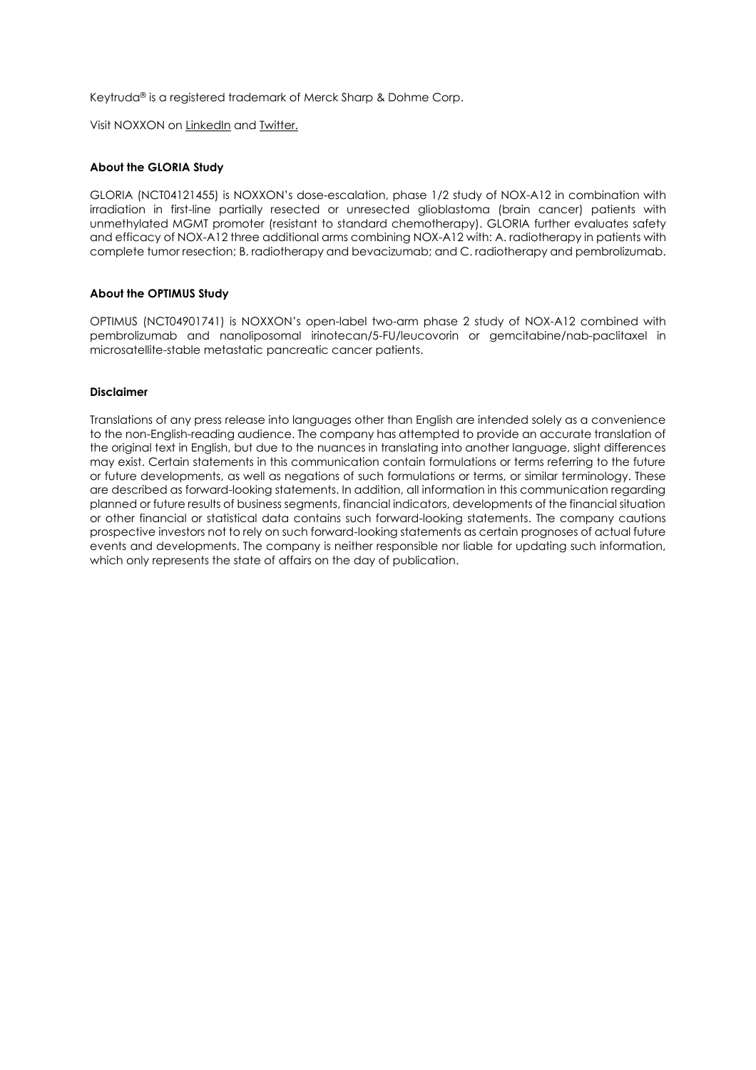Keytruda® is a registered trademark of Merck Sharp & Dohme Corp.

Visit NOXXON on LinkedIn and Twitter.

**About the GLORIA Study**

GLORIA (NCT04121455) is NOXXON's dose-escalation, phase 1/2 study of NOX-A12 in combination with irradiation in first-line partially resected or unresected glioblastoma (brain cancer) patients with unmethylated MGMT promoter (resistant to standard chemotherapy). GLORIA further evaluates safety and efficacy of NOX-A12 three additional arms combining NOX-A12 with: A. radiotherapy in patients with complete tumor resection; B. radiotherapy and bevacizumab; and C. radiotherapy and pembrolizumab.

**About the OPTIMUS Study**

OPTIMUS (NCT04901741) is NOXXON's open-label two-arm phase 2 study of NOX-A12 combined with pembrolizumab and nanoliposomal irinotecan/5-FU/leucovorin or gemcitabine/nab-paclitaxel in microsatellite-stable metastatic pancreatic cancer patients.

**Disclaimer**

Translations of any press release into languages other than English are intended solely as a convenience to the non-English-reading audience. The company has attempted to provide an accurate translation of the original text in English, but due to the nuances in translating into another language, slight differences may exist. Certain statements in this communication contain formulations or terms referring to the future or future developments, as well as negations of such formulations or terms, or similar terminology. These are described as forward-looking statements. In addition, all information in this communication regarding planned or future results of business segments, financial indicators, developments of the financial situation or other financial or statistical data contains such forward-looking statements. The company cautions prospective investors not to rely on such forward-looking statements as certain prognoses of actual future events and developments. The company is neither responsible nor liable for updating such information, which only represents the state of affairs on the day of publication.